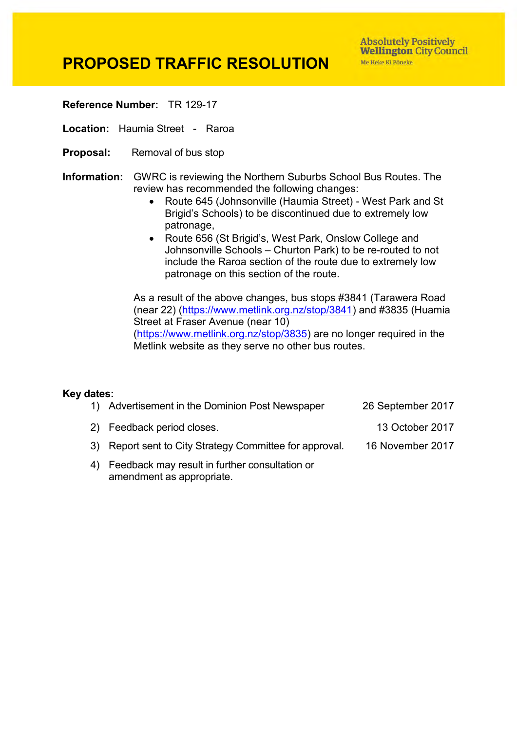# PROPOSED TRAFFIC RESOLUTION

Absolutely Positively **Wellington** City Council
Me Heke Ki Pōneke

**Reference Number:** TR 129-17

**Location:** Haumia Street - Raroa

**Proposal:** Removal of bus stop

**Information:** GWRC is reviewing the Northern Suburbs School Bus Routes. The review has recommended the following changes:

- Route 645 (Johnsonville (Haumia Street) - West Park and St Brigid's Schools) to be discontinued due to extremely low patronage,
- Route 656 (St Brigid's, West Park, Onslow College and Johnsonville Schools – Churton Park) to be re-routed to not include the Raroa section of the route due to extremely low patronage on this section of the route.

As a result of the above changes, bus stops #3841 (Tarawera Road (near 22) (https://www.metlink.org.nz/stop/3841) and #3835 (Huamia Street at Fraser Avenue (near 10) (https://www.metlink.org.nz/stop/3835) are no longer required in the Metlink website as they serve no other bus routes.

**Key dates:**

1) Advertisement in the Dominion Post Newspaper — 26 September 2017
2) Feedback period closes. — 13 October 2017
3) Report sent to City Strategy Committee for approval. — 16 November 2017
4) Feedback may result in further consultation or amendment as appropriate.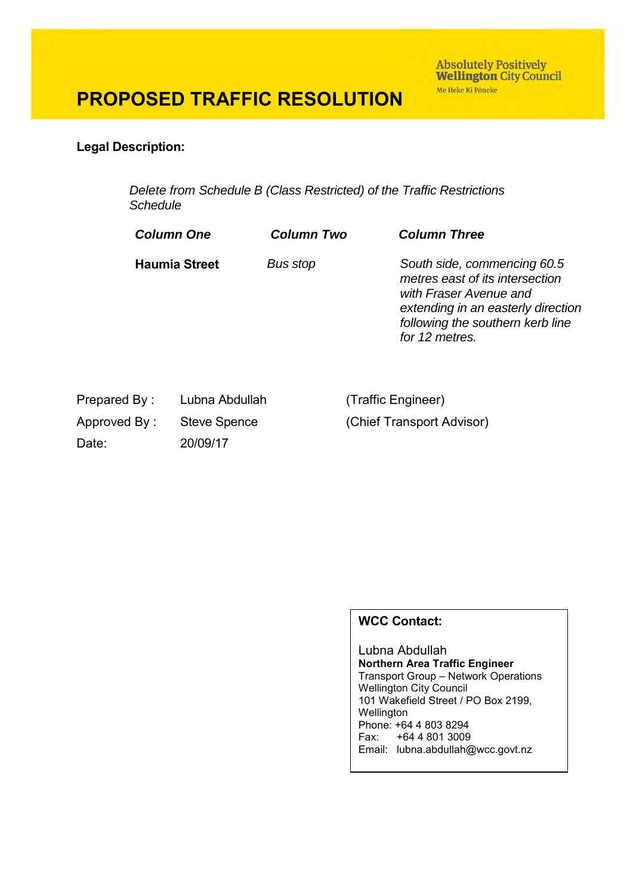Absolutely Positively **Wellington** City Council
Me Heke Ki Pōneke

# PROPOSED TRAFFIC RESOLUTION

**Legal Description:**

*Delete from Schedule B (Class Restricted) of the Traffic Restrictions Schedule*

| ***Column One*** | ***Column Two*** | ***Column Three*** |
|---|---|---|
| **Haumia Street** | *Bus stop* | *South side, commencing 60.5 metres east of its intersection with Fraser Avenue and extending in an easterly direction following the southern kerb line for 12 metres.* |

| | | |
|---|---|---|
| Prepared By : | Lubna Abdullah | (Traffic Engineer) |
| Approved By : | Steve Spence | (Chief Transport Advisor) |
| Date: | 20/09/17 | |

**WCC Contact:**

Lubna Abdullah
**Northern Area Traffic Engineer**
Transport Group – Network Operations
Wellington City Council
101 Wakefield Street / PO Box 2199, Wellington
Phone: +64 4 803 8294
Fax: +64 4 801 3009
Email: lubna.abdullah@wcc.govt.nz